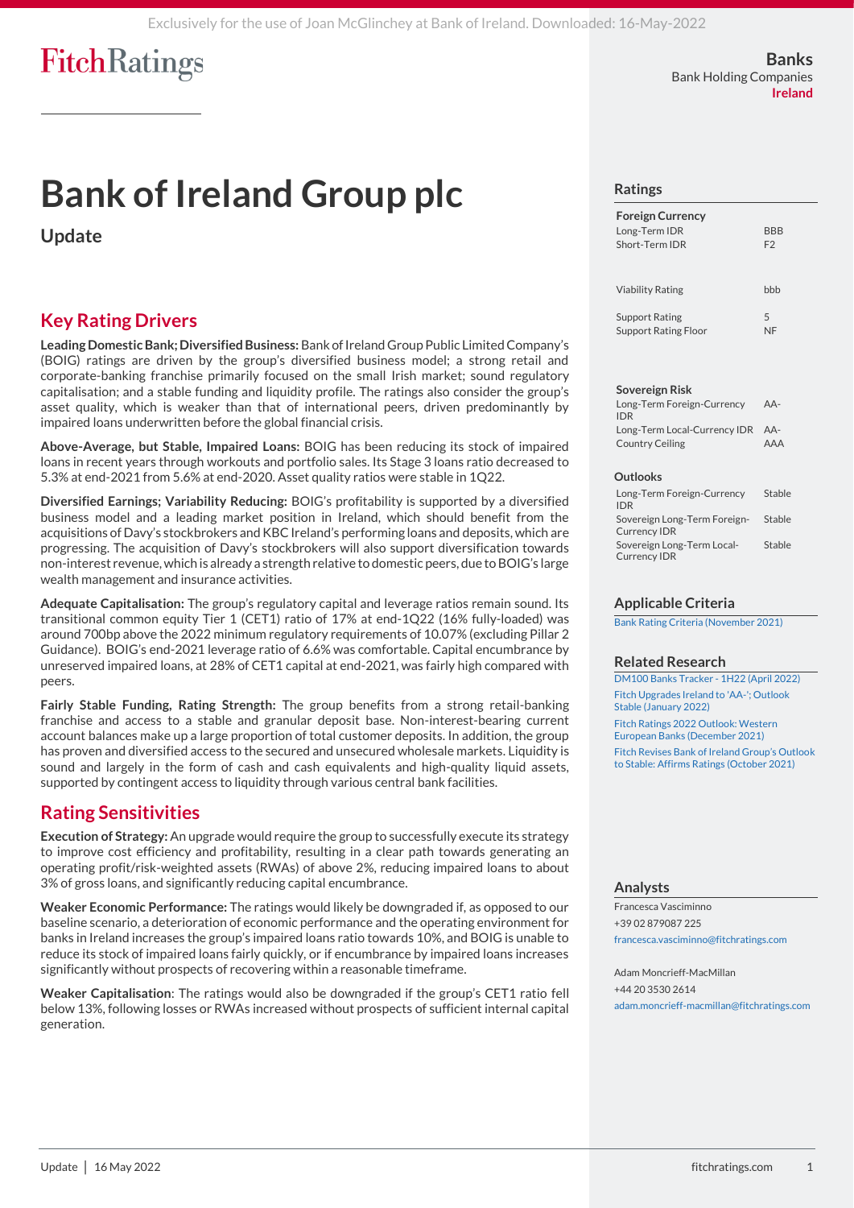# Bank of Ireland Group plc

## Update

Banks
Bank Holding Companies
Ireland

## Key Rating Drivers

**Leading Domestic Bank; Diversified Business:** Bank of Ireland Group Public Limited Company's (BOIG) ratings are driven by the group's diversified business model; a strong retail and corporate-banking franchise primarily focused on the small Irish market; sound regulatory capitalisation; and a stable funding and liquidity profile. The ratings also consider the group's asset quality, which is weaker than that of international peers, driven predominantly by impaired loans underwritten before the global financial crisis.

**Above-Average, but Stable, Impaired Loans:** BOIG has been reducing its stock of impaired loans in recent years through workouts and portfolio sales. Its Stage 3 loans ratio decreased to 5.3% at end-2021 from 5.6% at end-2020. Asset quality ratios were stable in 1Q22.

**Diversified Earnings; Variability Reducing:** BOIG's profitability is supported by a diversified business model and a leading market position in Ireland, which should benefit from the acquisitions of Davy's stockbrokers and KBC Ireland's performing loans and deposits, which are progressing. The acquisition of Davy's stockbrokers will also support diversification towards non-interest revenue, which is already a strength relative to domestic peers, due to BOIG's large wealth management and insurance activities.

**Adequate Capitalisation:** The group's regulatory capital and leverage ratios remain sound. Its transitional common equity Tier 1 (CET1) ratio of 17% at end-1Q22 (16% fully-loaded) was around 700bp above the 2022 minimum regulatory requirements of 10.07% (excluding Pillar 2 Guidance). BOIG's end-2021 leverage ratio of 6.6% was comfortable. Capital encumbrance by unreserved impaired loans, at 28% of CET1 capital at end-2021, was fairly high compared with peers.

**Fairly Stable Funding, Rating Strength:** The group benefits from a strong retail-banking franchise and access to a stable and granular deposit base. Non-interest-bearing current account balances make up a large proportion of total customer deposits. In addition, the group has proven and diversified access to the secured and unsecured wholesale markets. Liquidity is sound and largely in the form of cash and cash equivalents and high-quality liquid assets, supported by contingent access to liquidity through various central bank facilities.

## Rating Sensitivities

**Execution of Strategy:** An upgrade would require the group to successfully execute its strategy to improve cost efficiency and profitability, resulting in a clear path towards generating an operating profit/risk-weighted assets (RWAs) of above 2%, reducing impaired loans to about 3% of gross loans, and significantly reducing capital encumbrance.

**Weaker Economic Performance:** The ratings would likely be downgraded if, as opposed to our baseline scenario, a deterioration of economic performance and the operating environment for banks in Ireland increases the group's impaired loans ratio towards 10%, and BOIG is unable to reduce its stock of impaired loans fairly quickly, or if encumbrance by impaired loans increases significantly without prospects of recovering within a reasonable timeframe.

**Weaker Capitalisation**: The ratings would also be downgraded if the group's CET1 ratio fell below 13%, following losses or RWAs increased without prospects of sufficient internal capital generation.

## Ratings

| Foreign Currency | |
|---|---|
| Long-Term IDR | BBB |
| Short-Term IDR | F2 |
| | |
| Viability Rating | bbb |
| | |
| Support Rating | 5 |
| Support Rating Floor | NF |

| Sovereign Risk | |
|---|---|
| Long-Term Foreign-Currency IDR | AA- |
| Long-Term Local-Currency IDR | AA- |
| Country Ceiling | AAA |

| Outlooks | |
|---|---|
| Long-Term Foreign-Currency IDR | Stable |
| Sovereign Long-Term Foreign-Currency IDR | Stable |
| Sovereign Long-Term Local-Currency IDR | Stable |

## Applicable Criteria

Bank Rating Criteria (November 2021)

## Related Research

DM100 Banks Tracker - 1H22 (April 2022)

Fitch Upgrades Ireland to 'AA-'; Outlook Stable (January 2022)

Fitch Ratings 2022 Outlook: Western European Banks (December 2021)

Fitch Revises Bank of Ireland Group's Outlook to Stable; Affirms Ratings (October 2021)

## Analysts

Francesca Vasciminno
+39 02 879087 225
francesca.vasciminno@fitchratings.com

Adam Moncrieff-MacMillan
+44 20 3530 2614
adam.moncrieff-macmillan@fitchratings.com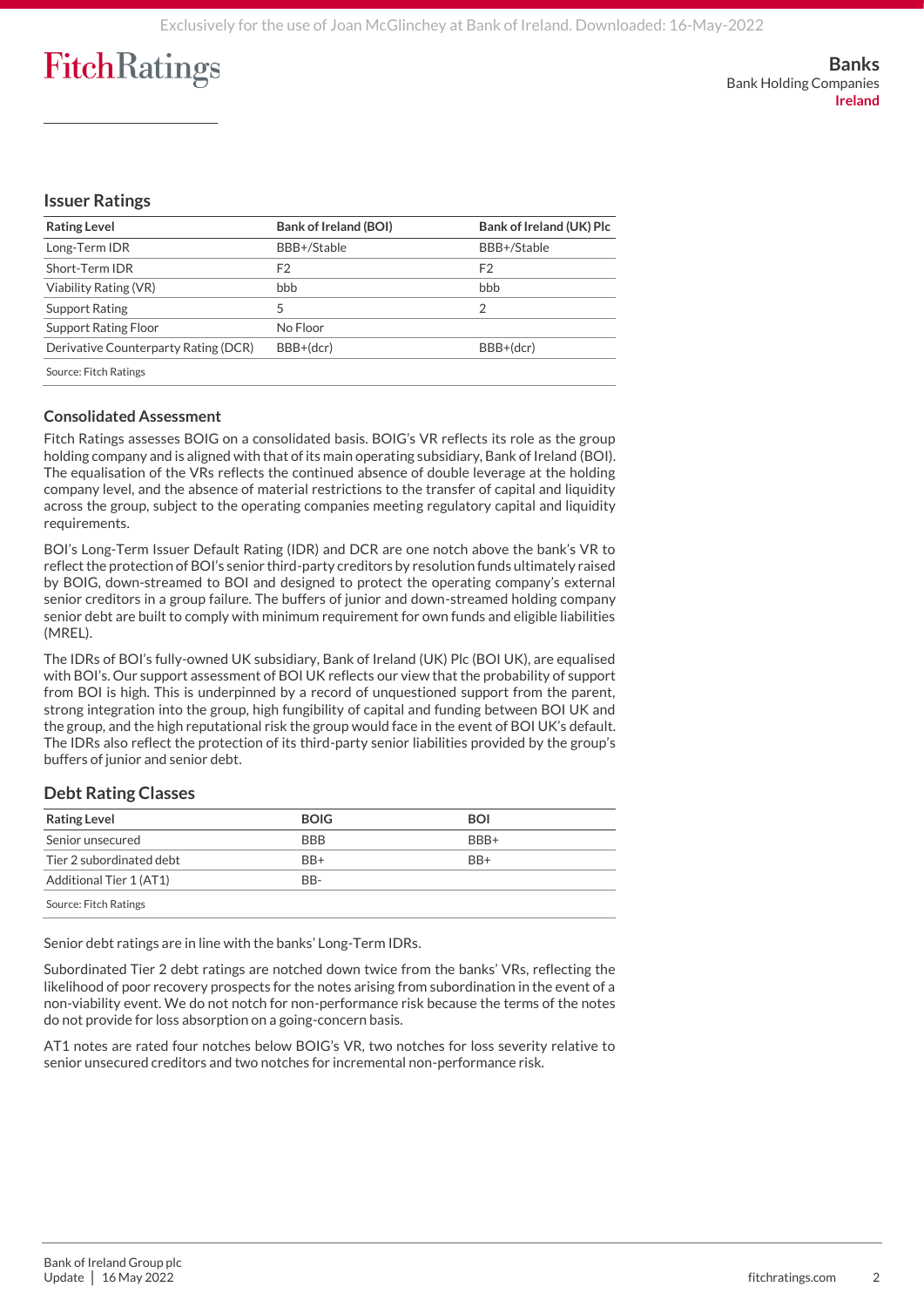## Issuer Ratings

| Rating Level | Bank of Ireland (BOI) | Bank of Ireland (UK) Plc |
|---|---|---|
| Long-Term IDR | BBB+/Stable | BBB+/Stable |
| Short-Term IDR | F2 | F2 |
| Viability Rating (VR) | bbb | bbb |
| Support Rating | 5 | 2 |
| Support Rating Floor | No Floor | |
| Derivative Counterparty Rating (DCR) | BBB+(dcr) | BBB+(dcr) |

Source: Fitch Ratings

### Consolidated Assessment

Fitch Ratings assesses BOIG on a consolidated basis. BOIG's VR reflects its role as the group holding company and is aligned with that of its main operating subsidiary, Bank of Ireland (BOI). The equalisation of the VRs reflects the continued absence of double leverage at the holding company level, and the absence of material restrictions to the transfer of capital and liquidity across the group, subject to the operating companies meeting regulatory capital and liquidity requirements.

BOI's Long-Term Issuer Default Rating (IDR) and DCR are one notch above the bank's VR to reflect the protection of BOI's senior third-party creditors by resolution funds ultimately raised by BOIG, down-streamed to BOI and designed to protect the operating company's external senior creditors in a group failure. The buffers of junior and down-streamed holding company senior debt are built to comply with minimum requirement for own funds and eligible liabilities (MREL).

The IDRs of BOI's fully-owned UK subsidiary, Bank of Ireland (UK) Plc (BOI UK), are equalised with BOI's. Our support assessment of BOI UK reflects our view that the probability of support from BOI is high. This is underpinned by a record of unquestioned support from the parent, strong integration into the group, high fungibility of capital and funding between BOI UK and the group, and the high reputational risk the group would face in the event of BOI UK's default. The IDRs also reflect the protection of its third-party senior liabilities provided by the group's buffers of junior and senior debt.

## Debt Rating Classes

| Rating Level | BOIG | BOI |
|---|---|---|
| Senior unsecured | BBB | BBB+ |
| Tier 2 subordinated debt | BB+ | BB+ |
| Additional Tier 1 (AT1) | BB- | |

Source: Fitch Ratings

Senior debt ratings are in line with the banks' Long-Term IDRs.

Subordinated Tier 2 debt ratings are notched down twice from the banks' VRs, reflecting the likelihood of poor recovery prospects for the notes arising from subordination in the event of a non-viability event. We do not notch for non-performance risk because the terms of the notes do not provide for loss absorption on a going-concern basis.

AT1 notes are rated four notches below BOIG's VR, two notches for loss severity relative to senior unsecured creditors and two notches for incremental non-performance risk.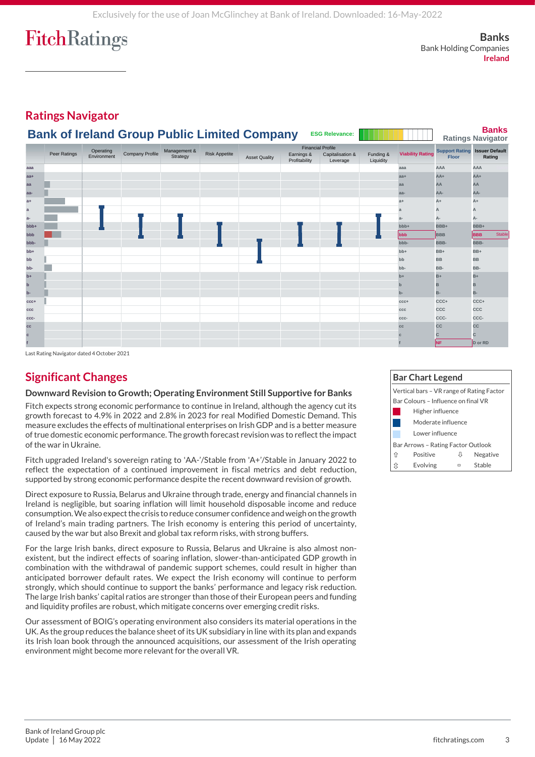## Ratings Navigator

### Bank of Ireland Group Public Limited Company

ESG Relevance:

**Banks Ratings Navigator**

| | Peer Ratings | Operating Environment | Company Profile | Management & Strategy | Risk Appetite | Asset Quality | Financial Profile: Earnings & Profitability | Financial Profile: Capitalisation & Leverage | Financial Profile: Funding & Liquidity | Viability Rating | Support Rating Floor | Issuer Default Rating |
|---|---|---|---|---|---|---|---|---|---|---|---|---|
| | | | | | | | | | | bbb | NF | BBB Stable |

Last Rating Navigator dated 4 October 2021

| Bar Chart Legend | |
|---|---|
| Vertical bars – VR range of Rating Factor | |
| Bar Colours – Influence on final VR | |
| Higher influence | |
| Moderate influence | |
| Lower influence | |
| Bar Arrows – Rating Factor Outlook | |
| ⇧ Positive | ⇩ Negative |
| ⇳ Evolving | ▫ Stable |

## Significant Changes

### Downward Revision to Growth; Operating Environment Still Supportive for Banks

Fitch expects strong economic performance to continue in Ireland, although the agency cut its growth forecast to 4.9% in 2022 and 2.8% in 2023 for real Modified Domestic Demand. This measure excludes the effects of multinational enterprises on Irish GDP and is a better measure of true domestic economic performance. The growth forecast revision was to reflect the impact of the war in Ukraine.

Fitch upgraded Ireland's sovereign rating to 'AA-'/Stable from 'A+'/Stable in January 2022 to reflect the expectation of a continued improvement in fiscal metrics and debt reduction, supported by strong economic performance despite the recent downward revision of growth.

Direct exposure to Russia, Belarus and Ukraine through trade, energy and financial channels in Ireland is negligible, but soaring inflation will limit household disposable income and reduce consumption. We also expect the crisis to reduce consumer confidence and weigh on the growth of Ireland's main trading partners. The Irish economy is entering this period of uncertainty, caused by the war but also Brexit and global tax reform risks, with strong buffers.

For the large Irish banks, direct exposure to Russia, Belarus and Ukraine is also almost non-existent, but the indirect effects of soaring inflation, slower-than-anticipated GDP growth in combination with the withdrawal of pandemic support schemes, could result in higher than anticipated borrower default rates. We expect the Irish economy will continue to perform strongly, which should continue to support the banks' performance and legacy risk reduction. The large Irish banks' capital ratios are stronger than those of their European peers and funding and liquidity profiles are robust, which mitigate concerns over emerging credit risks.

Our assessment of BOIG's operating environment also considers its material operations in the UK. As the group reduces the balance sheet of its UK subsidiary in line with its plan and expands its Irish loan book through the announced acquisitions, our assessment of the Irish operating environment might become more relevant for the overall VR.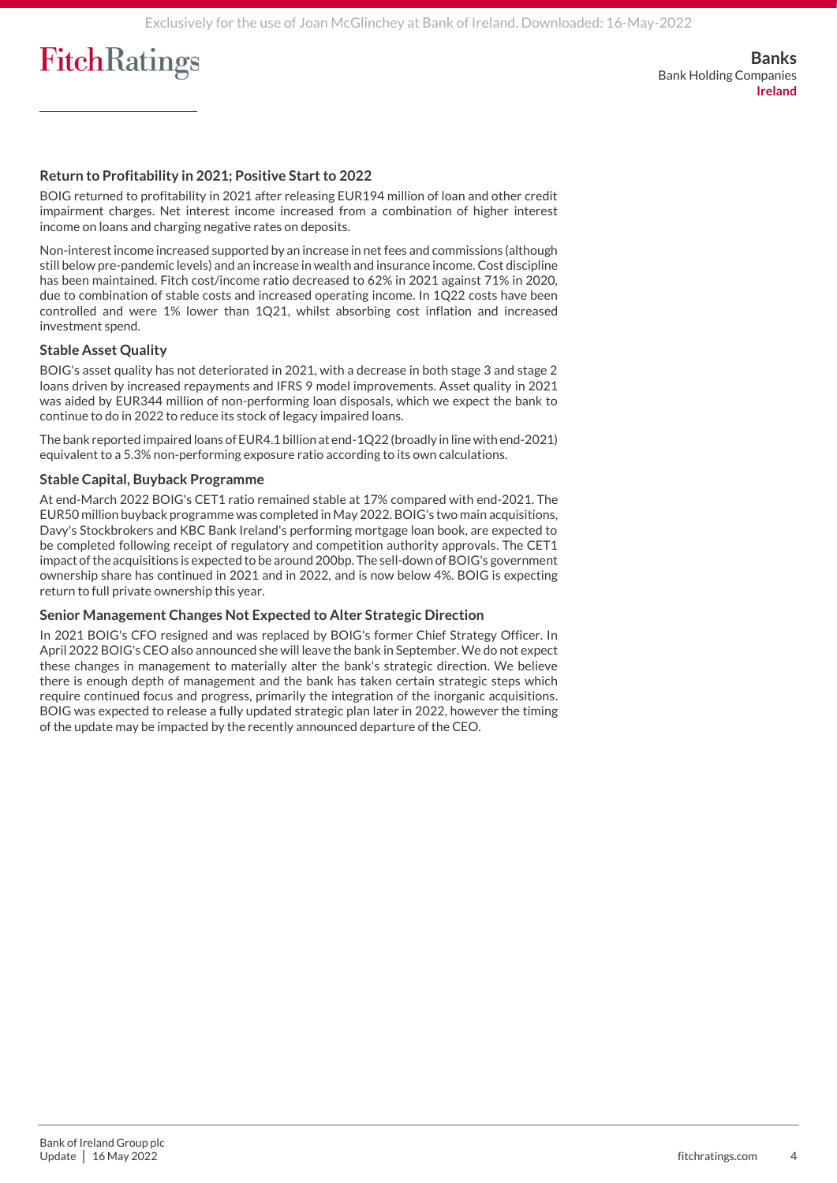### Return to Profitability in 2021; Positive Start to 2022

BOIG returned to profitability in 2021 after releasing EUR194 million of loan and other credit impairment charges. Net interest income increased from a combination of higher interest income on loans and charging negative rates on deposits.

Non-interest income increased supported by an increase in net fees and commissions (although still below pre-pandemic levels) and an increase in wealth and insurance income. Cost discipline has been maintained. Fitch cost/income ratio decreased to 62% in 2021 against 71% in 2020, due to combination of stable costs and increased operating income. In 1Q22 costs have been controlled and were 1% lower than 1Q21, whilst absorbing cost inflation and increased investment spend.

### Stable Asset Quality

BOIG's asset quality has not deteriorated in 2021, with a decrease in both stage 3 and stage 2 loans driven by increased repayments and IFRS 9 model improvements. Asset quality in 2021 was aided by EUR344 million of non-performing loan disposals, which we expect the bank to continue to do in 2022 to reduce its stock of legacy impaired loans.

The bank reported impaired loans of EUR4.1 billion at end-1Q22 (broadly in line with end-2021) equivalent to a 5.3% non-performing exposure ratio according to its own calculations.

### Stable Capital, Buyback Programme

At end-March 2022 BOIG's CET1 ratio remained stable at 17% compared with end-2021. The EUR50 million buyback programme was completed in May 2022. BOIG's two main acquisitions, Davy's Stockbrokers and KBC Bank Ireland's performing mortgage loan book, are expected to be completed following receipt of regulatory and competition authority approvals. The CET1 impact of the acquisitions is expected to be around 200bp. The sell-down of BOIG's government ownership share has continued in 2021 and in 2022, and is now below 4%. BOIG is expecting return to full private ownership this year.

### Senior Management Changes Not Expected to Alter Strategic Direction

In 2021 BOIG's CFO resigned and was replaced by BOIG's former Chief Strategy Officer. In April 2022 BOIG's CEO also announced she will leave the bank in September. We do not expect these changes in management to materially alter the bank's strategic direction. We believe there is enough depth of management and the bank has taken certain strategic steps which require continued focus and progress, primarily the integration of the inorganic acquisitions. BOIG was expected to release a fully updated strategic plan later in 2022, however the timing of the update may be impacted by the recently announced departure of the CEO.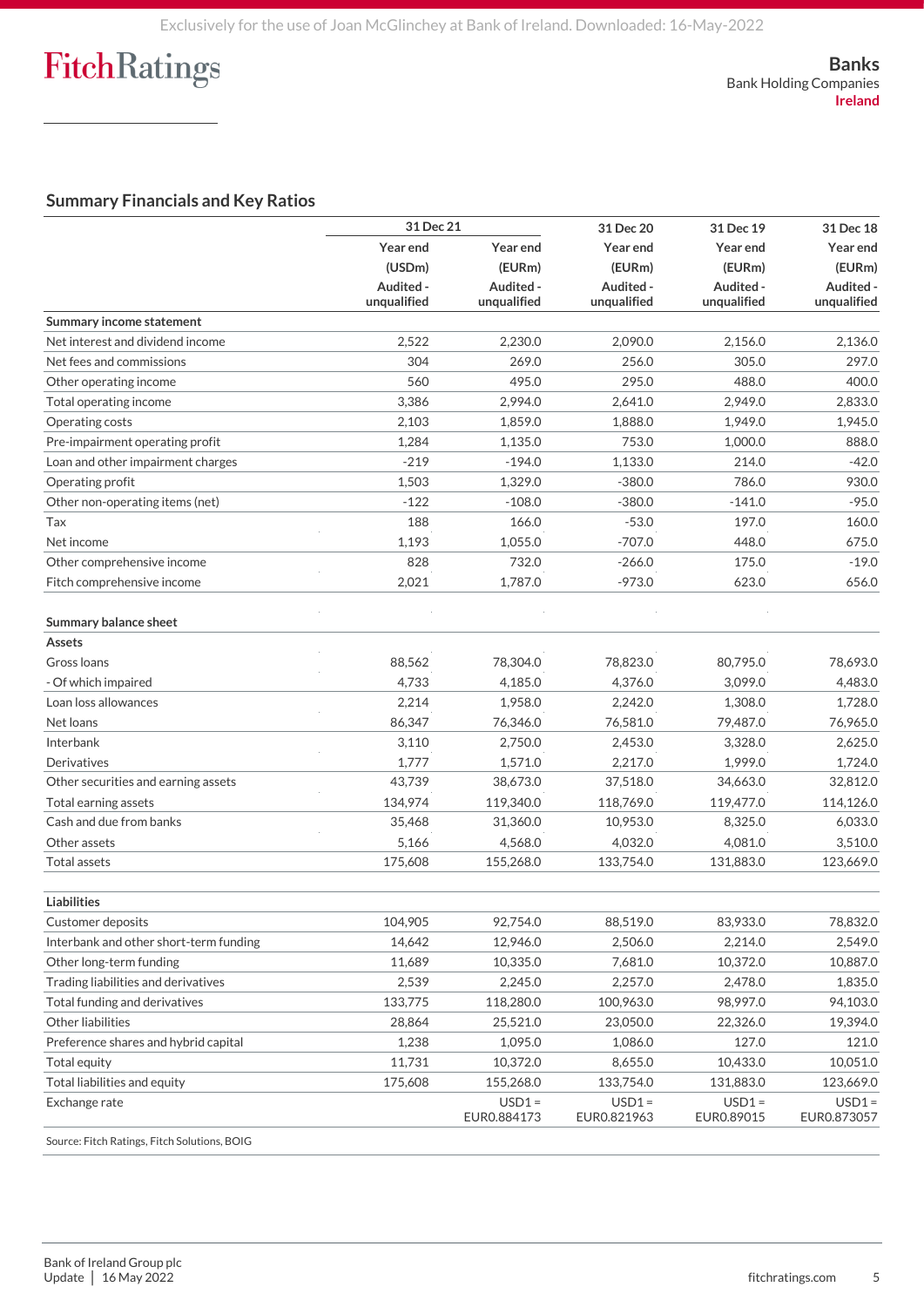## Summary Financials and Key Ratios

| | 31 Dec 21 | | 31 Dec 20 | 31 Dec 19 | 31 Dec 18 |
|---|---|---|---|---|---|
| | Year end | Year end | Year end | Year end | Year end |
| | (USDm) | (EURm) | (EURm) | (EURm) | (EURm) |
| | Audited - unqualified | Audited - unqualified | Audited - unqualified | Audited - unqualified | Audited - unqualified |
| **Summary income statement** | | | | | |
| Net interest and dividend income | 2,522 | 2,230.0 | 2,090.0 | 2,156.0 | 2,136.0 |
| Net fees and commissions | 304 | 269.0 | 256.0 | 305.0 | 297.0 |
| Other operating income | 560 | 495.0 | 295.0 | 488.0 | 400.0 |
| Total operating income | 3,386 | 2,994.0 | 2,641.0 | 2,949.0 | 2,833.0 |
| Operating costs | 2,103 | 1,859.0 | 1,888.0 | 1,949.0 | 1,945.0 |
| Pre-impairment operating profit | 1,284 | 1,135.0 | 753.0 | 1,000.0 | 888.0 |
| Loan and other impairment charges | -219 | -194.0 | 1,133.0 | 214.0 | -42.0 |
| Operating profit | 1,503 | 1,329.0 | -380.0 | 786.0 | 930.0 |
| Other non-operating items (net) | -122 | -108.0 | -380.0 | -141.0 | -95.0 |
| Tax | 188 | 166.0 | -53.0 | 197.0 | 160.0 |
| Net income | 1,193 | 1,055.0 | -707.0 | 448.0 | 675.0 |
| Other comprehensive income | 828 | 732.0 | -266.0 | 175.0 | -19.0 |
| Fitch comprehensive income | 2,021 | 1,787.0 | -973.0 | 623.0 | 656.0 |
| **Summary balance sheet** | | | | | |
| **Assets** | | | | | |
| Gross loans | 88,562 | 78,304.0 | 78,823.0 | 80,795.0 | 78,693.0 |
| - Of which impaired | 4,733 | 4,185.0 | 4,376.0 | 3,099.0 | 4,483.0 |
| Loan loss allowances | 2,214 | 1,958.0 | 2,242.0 | 1,308.0 | 1,728.0 |
| Net loans | 86,347 | 76,346.0 | 76,581.0 | 79,487.0 | 76,965.0 |
| Interbank | 3,110 | 2,750.0 | 2,453.0 | 3,328.0 | 2,625.0 |
| Derivatives | 1,777 | 1,571.0 | 2,217.0 | 1,999.0 | 1,724.0 |
| Other securities and earning assets | 43,739 | 38,673.0 | 37,518.0 | 34,663.0 | 32,812.0 |
| Total earning assets | 134,974 | 119,340.0 | 118,769.0 | 119,477.0 | 114,126.0 |
| Cash and due from banks | 35,468 | 31,360.0 | 10,953.0 | 8,325.0 | 6,033.0 |
| Other assets | 5,166 | 4,568.0 | 4,032.0 | 4,081.0 | 3,510.0 |
| Total assets | 175,608 | 155,268.0 | 133,754.0 | 131,883.0 | 123,669.0 |
| **Liabilities** | | | | | |
| Customer deposits | 104,905 | 92,754.0 | 88,519.0 | 83,933.0 | 78,832.0 |
| Interbank and other short-term funding | 14,642 | 12,946.0 | 2,506.0 | 2,214.0 | 2,549.0 |
| Other long-term funding | 11,689 | 10,335.0 | 7,681.0 | 10,372.0 | 10,887.0 |
| Trading liabilities and derivatives | 2,539 | 2,245.0 | 2,257.0 | 2,478.0 | 1,835.0 |
| Total funding and derivatives | 133,775 | 118,280.0 | 100,963.0 | 98,997.0 | 94,103.0 |
| Other liabilities | 28,864 | 25,521.0 | 23,050.0 | 22,326.0 | 19,394.0 |
| Preference shares and hybrid capital | 1,238 | 1,095.0 | 1,086.0 | 127.0 | 121.0 |
| Total equity | 11,731 | 10,372.0 | 8,655.0 | 10,433.0 | 10,051.0 |
| Total liabilities and equity | 175,608 | 155,268.0 | 133,754.0 | 131,883.0 | 123,669.0 |
| Exchange rate | | USD1 = EUR0.884173 | USD1 = EUR0.821963 | USD1 = EUR0.89015 | USD1 = EUR0.873057 |

Source: Fitch Ratings, Fitch Solutions, BOIG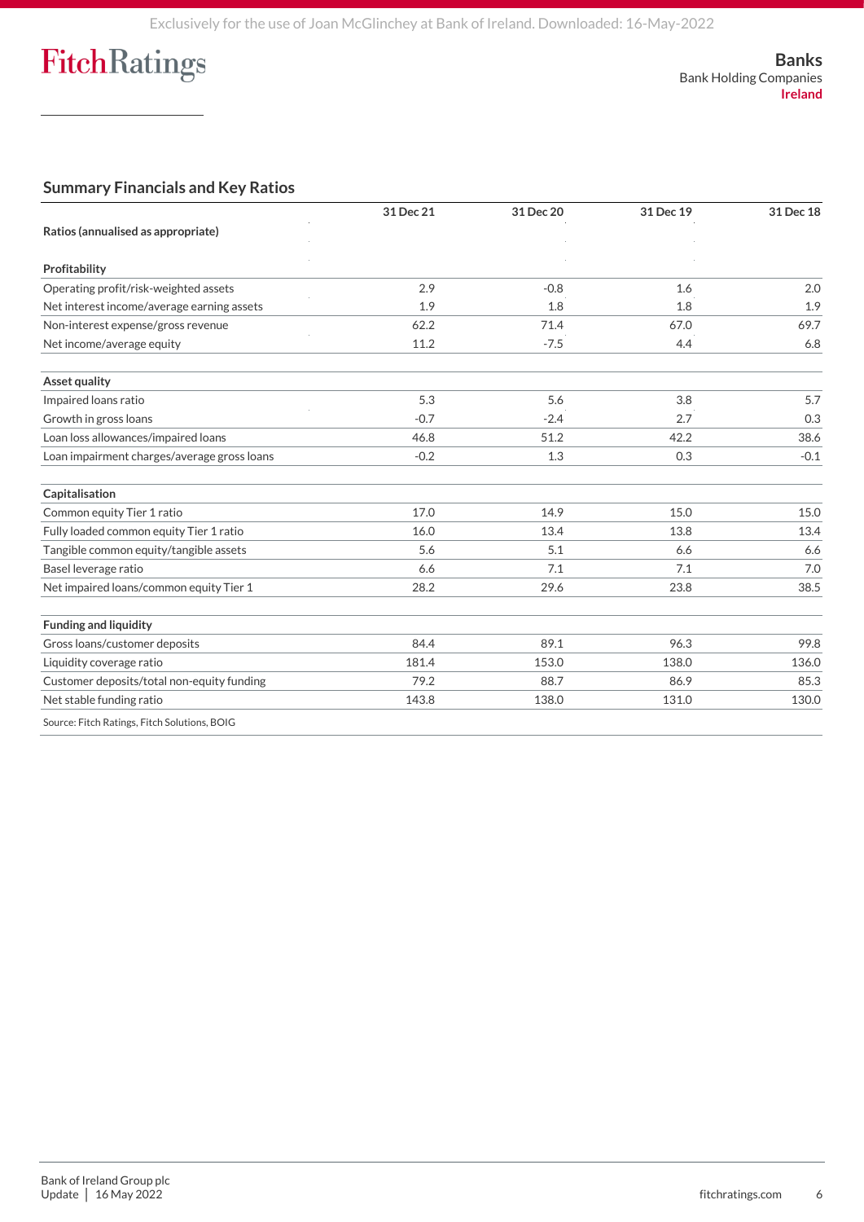## Summary Financials and Key Ratios

| Ratios (annualised as appropriate) | 31 Dec 21 | 31 Dec 20 | 31 Dec 19 | 31 Dec 18 |
|---|---|---|---|---|
| **Profitability** | | | | |
| Operating profit/risk-weighted assets | 2.9 | -0.8 | 1.6 | 2.0 |
| Net interest income/average earning assets | 1.9 | 1.8 | 1.8 | 1.9 |
| Non-interest expense/gross revenue | 62.2 | 71.4 | 67.0 | 69.7 |
| Net income/average equity | 11.2 | -7.5 | 4.4 | 6.8 |
| **Asset quality** | | | | |
| Impaired loans ratio | 5.3 | 5.6 | 3.8 | 5.7 |
| Growth in gross loans | -0.7 | -2.4 | 2.7 | 0.3 |
| Loan loss allowances/impaired loans | 46.8 | 51.2 | 42.2 | 38.6 |
| Loan impairment charges/average gross loans | -0.2 | 1.3 | 0.3 | -0.1 |
| **Capitalisation** | | | | |
| Common equity Tier 1 ratio | 17.0 | 14.9 | 15.0 | 15.0 |
| Fully loaded common equity Tier 1 ratio | 16.0 | 13.4 | 13.8 | 13.4 |
| Tangible common equity/tangible assets | 5.6 | 5.1 | 6.6 | 6.6 |
| Basel leverage ratio | 6.6 | 7.1 | 7.1 | 7.0 |
| Net impaired loans/common equity Tier 1 | 28.2 | 29.6 | 23.8 | 38.5 |
| **Funding and liquidity** | | | | |
| Gross loans/customer deposits | 84.4 | 89.1 | 96.3 | 99.8 |
| Liquidity coverage ratio | 181.4 | 153.0 | 138.0 | 136.0 |
| Customer deposits/total non-equity funding | 79.2 | 88.7 | 86.9 | 85.3 |
| Net stable funding ratio | 143.8 | 138.0 | 131.0 | 130.0 |

Source: Fitch Ratings, Fitch Solutions, BOIG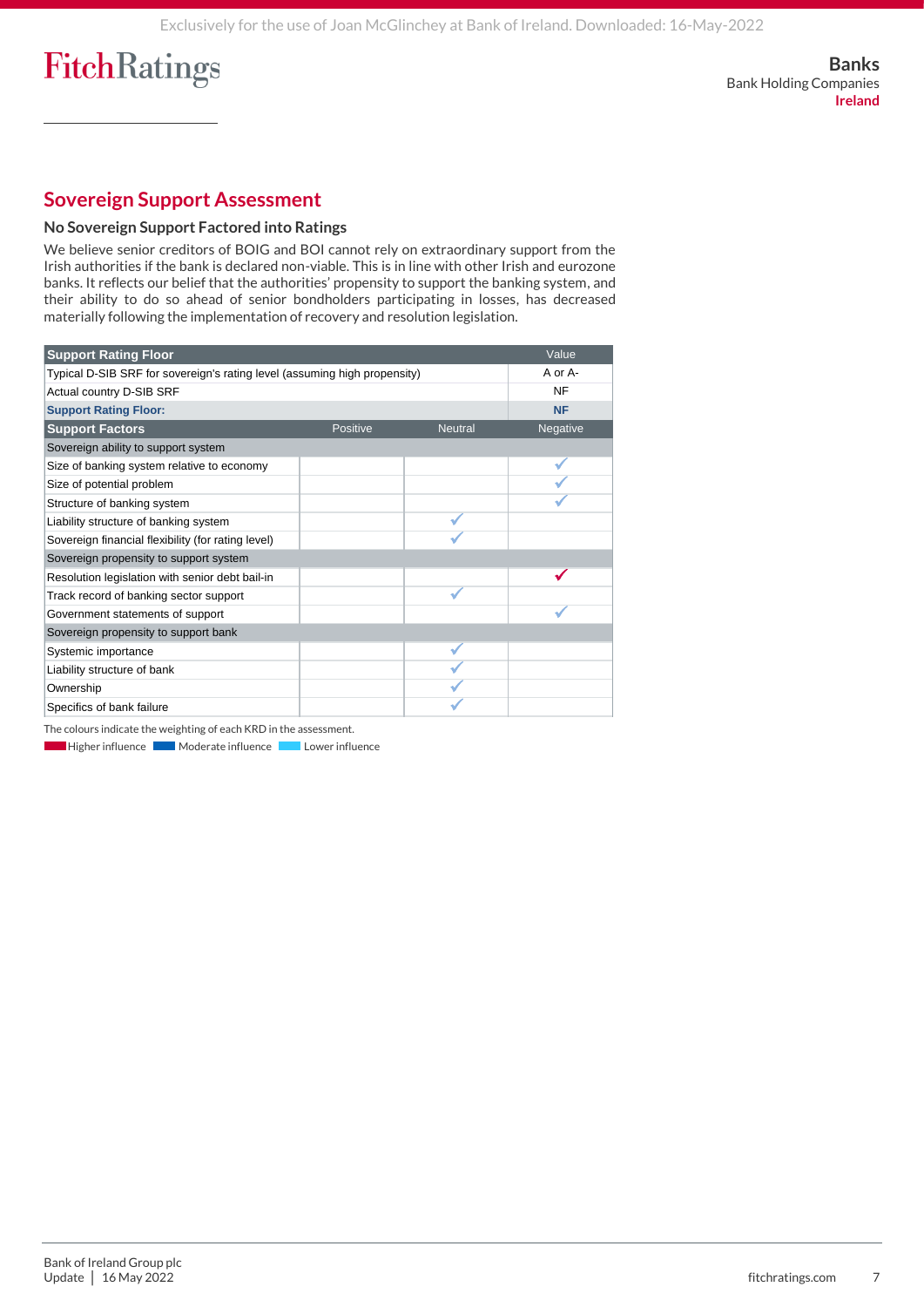## Sovereign Support Assessment

### No Sovereign Support Factored into Ratings

We believe senior creditors of BOIG and BOI cannot rely on extraordinary support from the Irish authorities if the bank is declared non-viable. This is in line with other Irish and eurozone banks. It reflects our belief that the authorities' propensity to support the banking system, and their ability to do so ahead of senior bondholders participating in losses, has decreased materially following the implementation of recovery and resolution legislation.

| Support Rating Floor | | | Value |
|---|---|---|---|
| Typical D-SIB SRF for sovereign's rating level (assuming high propensity) | | | A or A- |
| Actual country D-SIB SRF | | | NF |
| **Support Rating Floor:** | | | **NF** |
| **Support Factors** | **Positive** | **Neutral** | **Negative** |
| Sovereign ability to support system | | | |
| Size of banking system relative to economy | | | ✓ |
| Size of potential problem | | | ✓ |
| Structure of banking system | | | ✓ |
| Liability structure of banking system | | ✓ | |
| Sovereign financial flexibility (for rating level) | | ✓ | |
| Sovereign propensity to support system | | | |
| Resolution legislation with senior debt bail-in | | | ✓ |
| Track record of banking sector support | | ✓ | |
| Government statements of support | | | ✓ |
| Sovereign propensity to support bank | | | |
| Systemic importance | | ✓ | |
| Liability structure of bank | | ✓ | |
| Ownership | | ✓ | |
| Specifics of bank failure | | ✓ | |

The colours indicate the weighting of each KRD in the assessment.

Higher influence | Moderate influence | Lower influence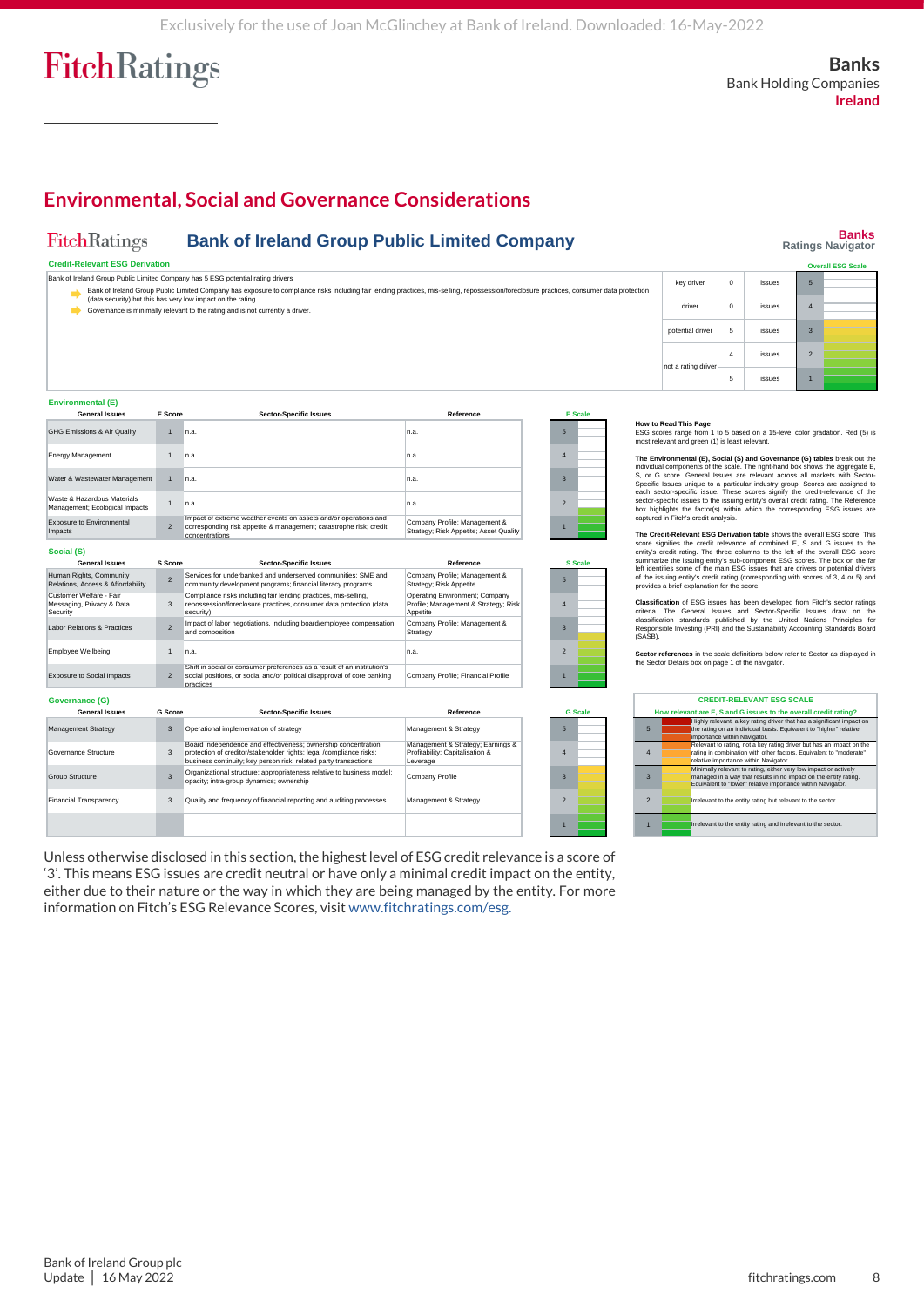## Environmental, Social and Governance Considerations

**Bank of Ireland Group Public Limited Company** — Banks Ratings Navigator

**Credit-Relevant ESG Derivation**

Bank of Ireland Group Public Limited Company has 5 ESG potential rating drivers

- Bank of Ireland Group Public Limited Company has exposure to compliance risks including fair lending practices, mis-selling, repossession/foreclosure practices, consumer data protection (data security) but this has very low impact on the rating.
- Governance is minimally relevant to the rating and is not currently a driver.

| | | | Overall ESG Scale |
|---|---|---|---|
| key driver | 0 | issues | 5 |
| driver | 0 | issues | 4 |
| potential driver | 5 | issues | 3 |
| not a rating driver | 4 | issues | 2 |
| | 5 | issues | 1 |

**Environmental (E)**

| General Issues | E Score | Sector-Specific Issues | Reference |
|---|---|---|---|
| GHG Emissions & Air Quality | 1 | n.a. | n.a. |
| Energy Management | 1 | n.a. | n.a. |
| Water & Wastewater Management | 1 | n.a. | n.a. |
| Waste & Hazardous Materials Management; Ecological Impacts | 1 | n.a. | n.a. |
| Exposure to Environmental Impacts | 2 | Impact of extreme weather events on assets and/or operations and corresponding risk appetite & management; catastrophe risk; credit concentrations | Company Profile; Management & Strategy; Risk Appetite; Asset Quality |

**Social (S)**

| General Issues | S Score | Sector-Specific Issues | Reference |
|---|---|---|---|
| Human Rights, Community Relations, Access & Affordability | 2 | Services for underbanked and underserved communities: SME and community development programs; financial literacy programs | Company Profile; Management & Strategy; Risk Appetite |
| Customer Welfare - Fair Messaging, Privacy & Data Security | 3 | Compliance risks including fair lending practices, mis-selling, repossession/foreclosure practices, consumer data protection (data security) | Operating Environment; Company Profile; Management & Strategy; Risk Appetite |
| Labor Relations & Practices | 2 | Impact of labor negotiations, including board/employee compensation and composition | Company Profile; Management & Strategy |
| Employee Wellbeing | 1 | n.a. | n.a. |
| Exposure to Social Impacts | 2 | Shift in social or consumer preferences as a result of an institution's social positions, or social and/or political disapproval of core banking practices | Company Profile; Financial Profile |

**Governance (G)**

| General Issues | G Score | Sector-Specific Issues | Reference |
|---|---|---|---|
| Management Strategy | 3 | Operational implementation of strategy | Management & Strategy |
| Governance Structure | 3 | Board independence and effectiveness; ownership concentration; protection of creditor/stakeholder rights; legal /compliance risks; business continuity; key person risk; related party transactions | Management & Strategy; Earnings & Profitability; Capitalisation & Leverage |
| Group Structure | 3 | Organizational structure; appropriateness relative to business model; opacity; intra-group dynamics; ownership | Company Profile |
| Financial Transparency | 3 | Quality and frequency of financial reporting and auditing processes | Management & Strategy |

**How to Read This Page**

ESG scores range from 1 to 5 based on a 15-level color gradation. Red (5) is most relevant and green (1) is least relevant.

**The Environmental (E), Social (S) and Governance (G) tables** break out the individual components of the scale. The right-hand box shows the aggregate E, S, or G score. General Issues are relevant across all markets with Sector-Specific Issues unique to a particular industry group. Scores are assigned to each sector-specific issue. These scores signify the credit-relevance of the sector-specific issues to the issuing entity's overall credit rating. The Reference box highlights the factor(s) within which the corresponding ESG issues are captured in Fitch's credit analysis.

**The Credit-Relevant ESG Derivation table** shows the overall ESG score. This score signifies the credit relevance of combined E, S and G issues to the entity's credit rating. The three columns to the left of the overall ESG score summarize the issuing entity's sub-component ESG scores. The box on the far left identifies some of the main ESG issues that are drivers or potential drivers of the issuing entity's credit rating (corresponding with scores of 3, 4 or 5) and provides a brief explanation for the score.

**Classification** of ESG issues has been developed from Fitch's sector ratings criteria. The General Issues and Sector-Specific Issues draw on the classification standards published by the United Nations Principles for Responsible Investing (PRI) and the Sustainability Accounting Standards Board (SASB).

**Sector references** in the scale definitions below refer to Sector as displayed in the Sector Details box on page 1 of the navigator.

**CREDIT-RELEVANT ESG SCALE**

How relevant are E, S and G issues to the overall credit rating?

| Score | Description |
|---|---|
| 5 | Highly relevant, a key rating driver that has a significant impact on the rating on an individual basis. Equivalent to "higher" relative importance within Navigator. |
| 4 | Relevant to rating, not a key rating driver but has an impact on the rating in combination with other factors. Equivalent to "moderate" relative importance within Navigator. |
| 3 | Minimally relevant to rating, either very low impact or actively managed in a way that results in no impact on the entity rating. Equivalent to "lower" relative importance within Navigator. |
| 2 | Irrelevant to the entity rating but relevant to the sector. |
| 1 | Irrelevant to the entity rating and irrelevant to the sector. |

Unless otherwise disclosed in this section, the highest level of ESG credit relevance is a score of '3'. This means ESG issues are credit neutral or have only a minimal credit impact on the entity, either due to their nature or the way in which they are being managed by the entity. For more information on Fitch's ESG Relevance Scores, visit www.fitchratings.com/esg.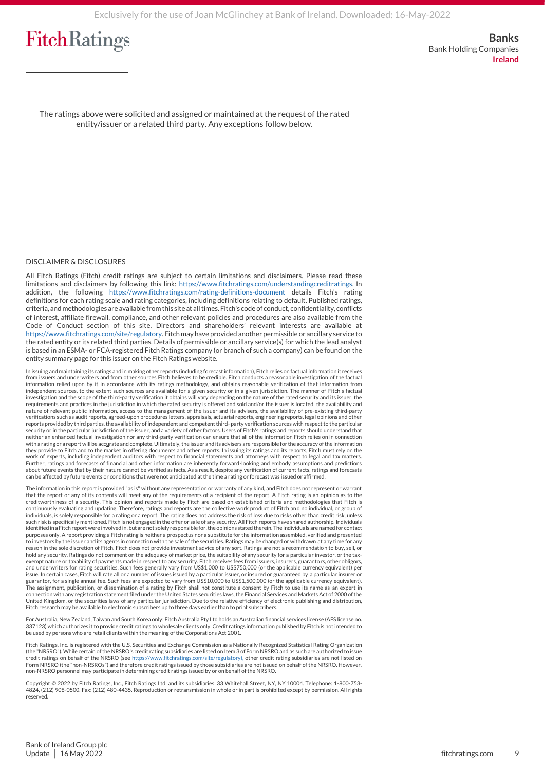The ratings above were solicited and assigned or maintained at the request of the rated entity/issuer or a related third party. Any exceptions follow below.

DISCLAIMER & DISCLOSURES

All Fitch Ratings (Fitch) credit ratings are subject to certain limitations and disclaimers. Please read these limitations and disclaimers by following this link: https://www.fitchratings.com/understandingcreditratings. In addition, the following https://www.fitchratings.com/rating-definitions-document details Fitch's rating definitions for each rating scale and rating categories, including definitions relating to default. Published ratings, criteria, and methodologies are available from this site at all times. Fitch's code of conduct, confidentiality, conflicts of interest, affiliate firewall, compliance, and other relevant policies and procedures are also available from the Code of Conduct section of this site. Directors and shareholders' relevant interests are available at https://www.fitchratings.com/site/regulatory. Fitch may have provided another permissible or ancillary service to the rated entity or its related third parties. Details of permissible or ancillary service(s) for which the lead analyst is based in an ESMA- or FCA-registered Fitch Ratings company (or branch of such a company) can be found on the entity summary page for this issuer on the Fitch Ratings website.

In issuing and maintaining its ratings and in making other reports (including forecast information), Fitch relies on factual information it receives from issuers and underwriters and from other sources Fitch believes to be credible. Fitch conducts a reasonable investigation of the factual information relied upon by it in accordance with its ratings methodology, and obtains reasonable verification of that information from independent sources, to the extent such sources are available for a given security or in a given jurisdiction. The manner of Fitch's factual investigation and the scope of the third-party verification it obtains will vary depending on the nature of the rated security and its issuer, the requirements and practices in the jurisdiction in which the rated security is offered and sold and/or the issuer is located, the availability and nature of relevant public information, access to the management of the issuer and its advisers, the availability of pre-existing third-party verifications such as audit reports, agreed-upon procedures letters, appraisals, actuarial reports, engineering reports, legal opinions and other reports provided by third parties, the availability of independent and competent third- party verification sources with respect to the particular security or in the particular jurisdiction of the issuer, and a variety of other factors. Users of Fitch's ratings and reports should understand that neither an enhanced factual investigation nor any third-party verification can ensure that all of the information Fitch relies on in connection with a rating or a report will be accurate and complete. Ultimately, the issuer and its advisers are responsible for the accuracy of the information they provide to Fitch and to the market in offering documents and other reports. In issuing its ratings and its reports, Fitch must rely on the work of experts, including independent auditors with respect to financial statements and attorneys with respect to legal and tax matters. Further, ratings and forecasts of financial and other information are inherently forward-looking and embody assumptions and predictions about future events that by their nature cannot be verified as facts. As a result, despite any verification of current facts, ratings and forecasts can be affected by future events or conditions that were not anticipated at the time a rating or forecast was issued or affirmed.

The information in this report is provided "as is" without any representation or warranty of any kind, and Fitch does not represent or warrant that the report or any of its contents will meet any of the requirements of a recipient of the report. A Fitch rating is an opinion as to the creditworthiness of a security. This opinion and reports made by Fitch are based on established criteria and methodologies that Fitch is continuously evaluating and updating. Therefore, ratings and reports are the collective work product of Fitch and no individual, or group of individuals, is solely responsible for a rating or a report. The rating does not address the risk of loss due to risks other than credit risk, unless such risk is specifically mentioned. Fitch is not engaged in the offer or sale of any security. All Fitch reports have shared authorship. Individuals identified in a Fitch report were involved in, but are not solely responsible for, the opinions stated therein. The individuals are named for contact purposes only. A report providing a Fitch rating is neither a prospectus nor a substitute for the information assembled, verified and presented to investors by the issuer and its agents in connection with the sale of the securities. Ratings may be changed or withdrawn at any time for any reason in the sole discretion of Fitch. Fitch does not provide investment advice of any sort. Ratings are not a recommendation to buy, sell, or hold any security. Ratings do not comment on the adequacy of market price, the suitability of any security for a particular investor, or the tax-exempt nature or taxability of payments made in respect to any security. Fitch receives fees from issuers, insurers, guarantors, other obligors, and underwriters for rating securities. Such fees generally vary from US$1,000 to US$750,000 (or the applicable currency equivalent) per issue. In certain cases, Fitch will rate all or a number of issues issued by a particular issuer, or insured or guaranteed by a particular insurer or guarantor, for a single annual fee. Such fees are expected to vary from US$10,000 to US$1,500,000 (or the applicable currency equivalent). The assignment, publication, or dissemination of a rating by Fitch shall not constitute a consent by Fitch to use its name as an expert in connection with any registration statement filed under the United States securities laws, the Financial Services and Markets Act of 2000 of the United Kingdom, or the securities laws of any particular jurisdiction. Due to the relative efficiency of electronic publishing and distribution, Fitch research may be available to electronic subscribers up to three days earlier than to print subscribers.

For Australia, New Zealand, Taiwan and South Korea only: Fitch Australia Pty Ltd holds an Australian financial services license (AFS license no. 337123) which authorizes it to provide credit ratings to wholesale clients only. Credit ratings information published by Fitch is not intended to be used by persons who are retail clients within the meaning of the Corporations Act 2001.

Fitch Ratings, Inc. is registered with the U.S. Securities and Exchange Commission as a Nationally Recognized Statistical Rating Organization (the "NRSRO"). While certain of the NRSRO's credit rating subsidiaries are listed on Item 3 of Form NRSRO and as such are authorized to issue credit ratings on behalf of the NRSRO (see https://www.fitchratings.com/site/regulatory), other credit rating subsidiaries are not listed on Form NRSRO (the "non-NRSROs") and therefore credit ratings issued by those subsidiaries are not issued on behalf of the NRSRO. However, non-NRSRO personnel may participate in determining credit ratings issued by or on behalf of the NRSRO.

Copyright © 2022 by Fitch Ratings, Inc., Fitch Ratings Ltd. and its subsidiaries. 33 Whitehall Street, NY, NY 10004. Telephone: 1-800-753-4824, (212) 908-0500. Fax: (212) 480-4435. Reproduction or retransmission in whole or in part is prohibited except by permission. All rights reserved.